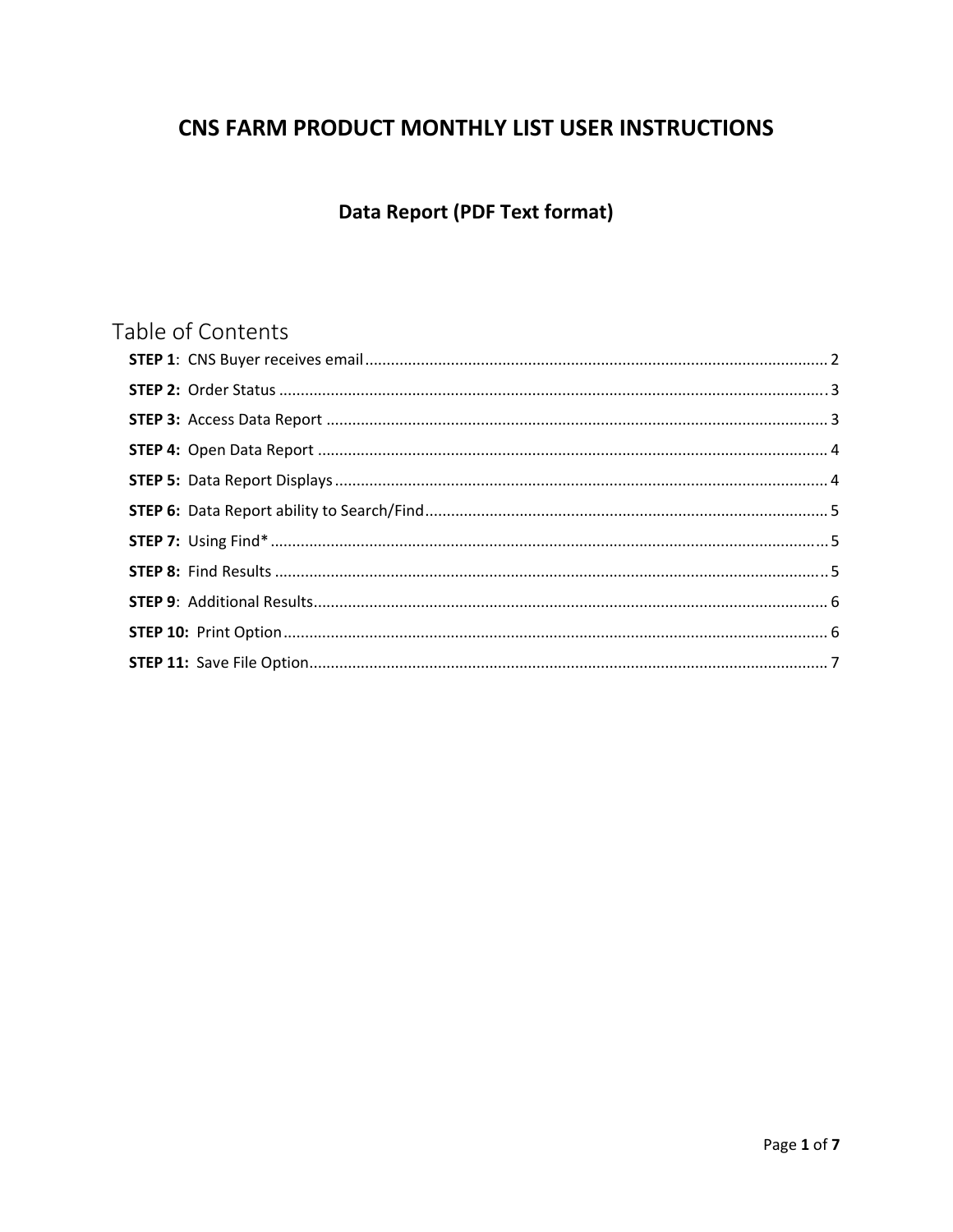# CNS FARM PRODUCT MONTHLY LIST USER INSTRUCTIONS

## Data Report (PDF Text format)

## Table of Contents

**STEP 1**: CNS Buyer receives email ............ 2

**STEP 2:** Order Status ............ 3

**STEP 3:** Access Data Report ............ 3

**STEP 4:** Open Data Report ............ 4

**STEP 5:** Data Report Displays ............ 4

**STEP 6:** Data Report ability to Search/Find ............ 5

**STEP 7:** Using Find* ............ 5

**STEP 8:** Find Results ............ 5

**STEP 9**: Additional Results ............ 6

**STEP 10:** Print Option ............ 6

**STEP 11:** Save File Option ............ 7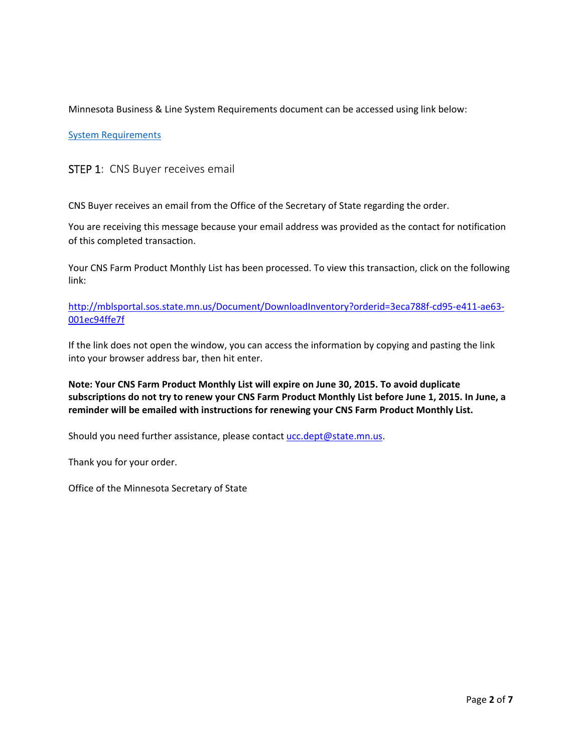Minnesota Business & Line System Requirements document can be accessed using link below:

[System Requirements]()

## STEP 1: CNS Buyer receives email

CNS Buyer receives an email from the Office of the Secretary of State regarding the order.

You are receiving this message because your email address was provided as the contact for notification of this completed transaction.

Your CNS Farm Product Monthly List has been processed. To view this transaction, click on the following link:

http://mblsportal.sos.state.mn.us/Document/DownloadInventory?orderid=3eca788f-cd95-e411-ae63-001ec94ffe7f

If the link does not open the window, you can access the information by copying and pasting the link into your browser address bar, then hit enter.

**Note: Your CNS Farm Product Monthly List will expire on June 30, 2015. To avoid duplicate subscriptions do not try to renew your CNS Farm Product Monthly List before June 1, 2015. In June, a reminder will be emailed with instructions for renewing your CNS Farm Product Monthly List.**

Should you need further assistance, please contact ucc.dept@state.mn.us.

Thank you for your order.

Office of the Minnesota Secretary of State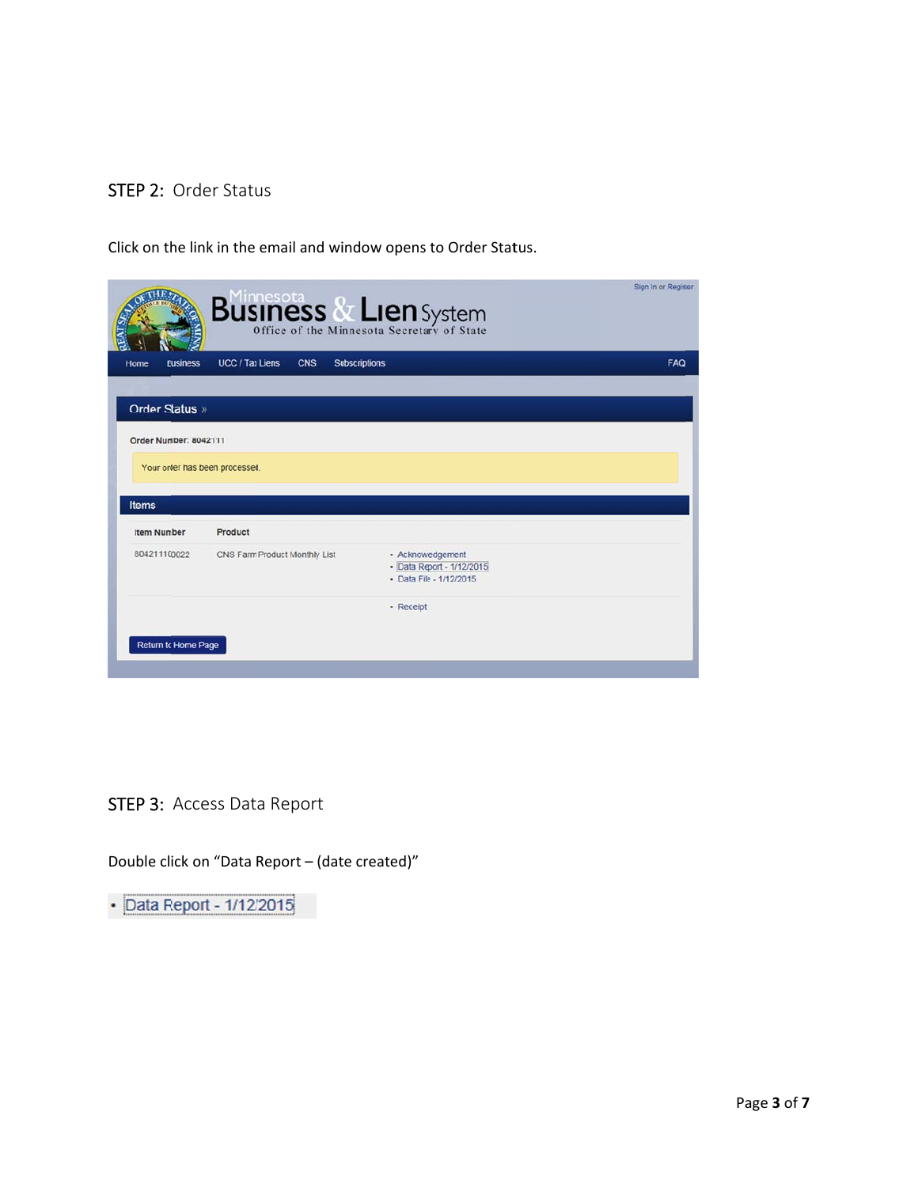## STEP 2: Order Status

Click on the link in the email and window opens to Order Status.

## STEP 3: Access Data Report

Double click on "Data Report – (date created)"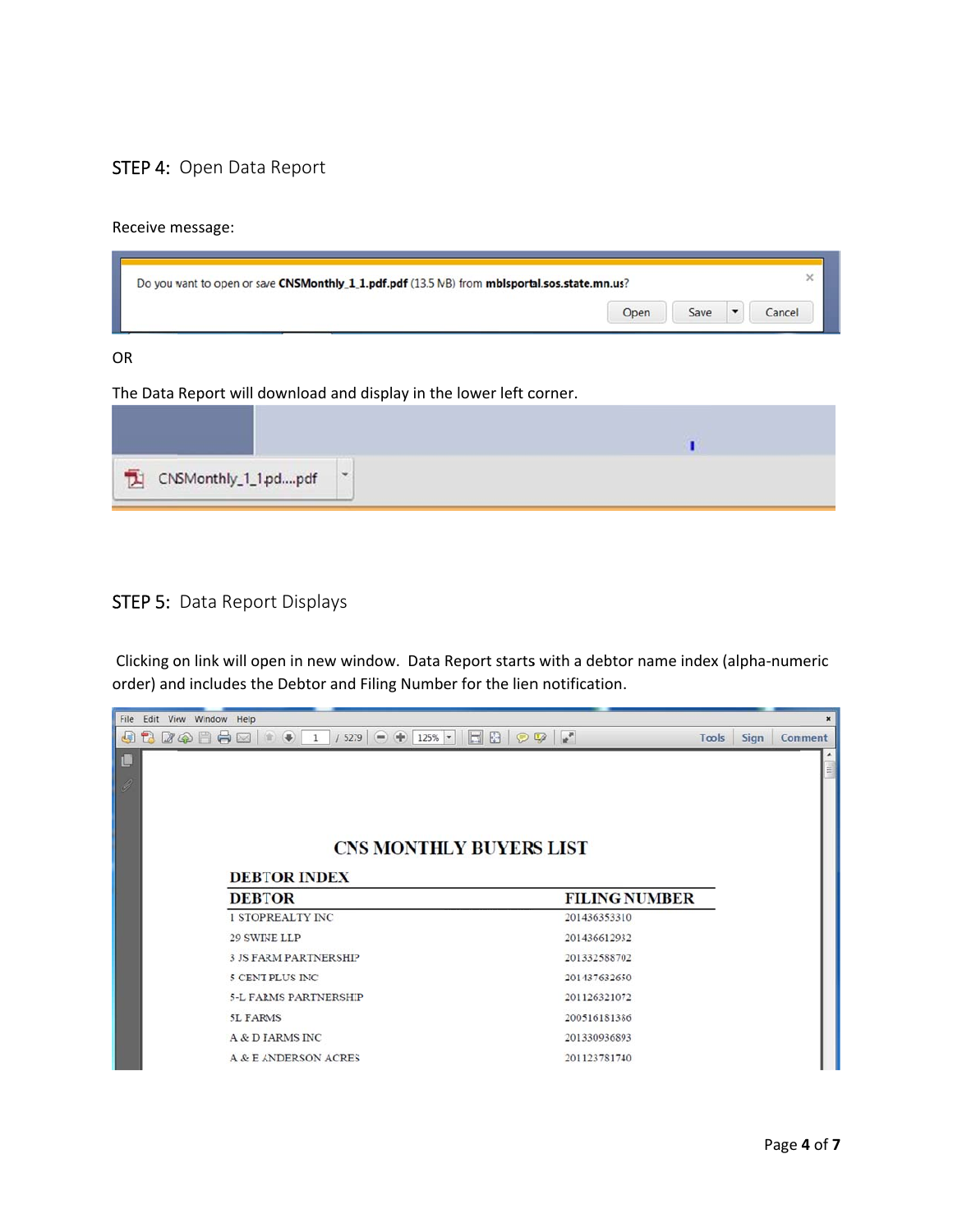## STEP 4: Open Data Report

Receive message:

Do you want to open or save **CNSMonthly_1_1.pdf.pdf** (13.5 MB) from **mblsportal.sos.state.mn.us**?

Open | Save | Cancel

OR

The Data Report will download and display in the lower left corner.

CNSMonthly_1_1.pd....pdf

## STEP 5: Data Report Displays

Clicking on link will open in new window. Data Report starts with a debtor name index (alpha-numeric order) and includes the Debtor and Filing Number for the lien notification.

File Edit View Window Help

1 / 5279 125% Tools Sign Comment

**CNS MONTHLY BUYERS LIST**

**DEBTOR INDEX**

| DEBTOR | FILING NUMBER |
|---|---|
| 1 STOPREALTY INC | 201436353310 |
| 29 SWINE LLP | 201436612932 |
| 3 JS FARM PARTNERSHIP | 201332588702 |
| 5 CENT PLUS INC | 201437632650 |
| 5-L FARMS PARTNERSHIP | 201126321072 |
| 5L FARMS | 200516181386 |
| A & D FARMS INC | 201330936893 |
| A & E ANDERSON ACRES | 201123781740 |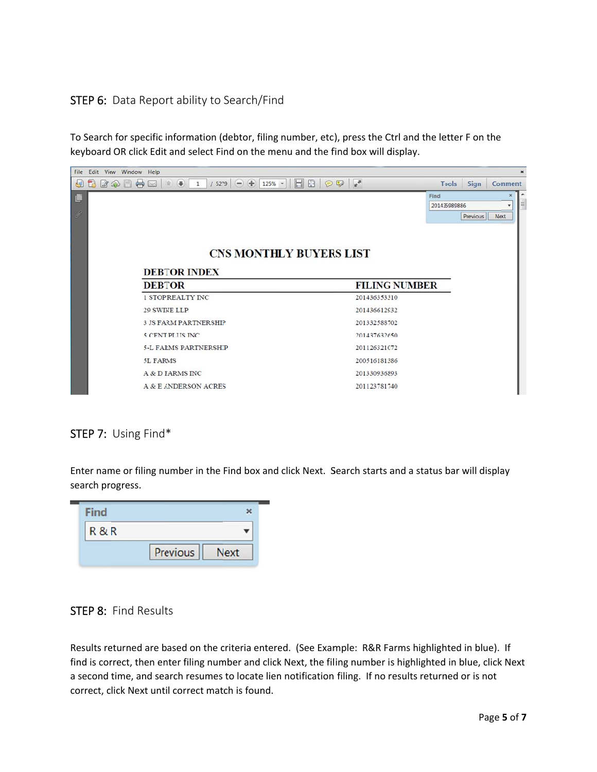## STEP 6: Data Report ability to Search/Find

To Search for specific information (debtor, filing number, etc), press the Ctrl and the letter F on the keyboard OR click Edit and select Find on the menu and the find box will display.

## STEP 7: Using Find*

Enter name or filing number in the Find box and click Next. Search starts and a status bar will display search progress.

## STEP 8: Find Results

Results returned are based on the criteria entered. (See Example: R&R Farms highlighted in blue). If find is correct, then enter filing number and click Next, the filing number is highlighted in blue, click Next a second time, and search resumes to locate lien notification filing. If no results returned or is not correct, click Next until correct match is found.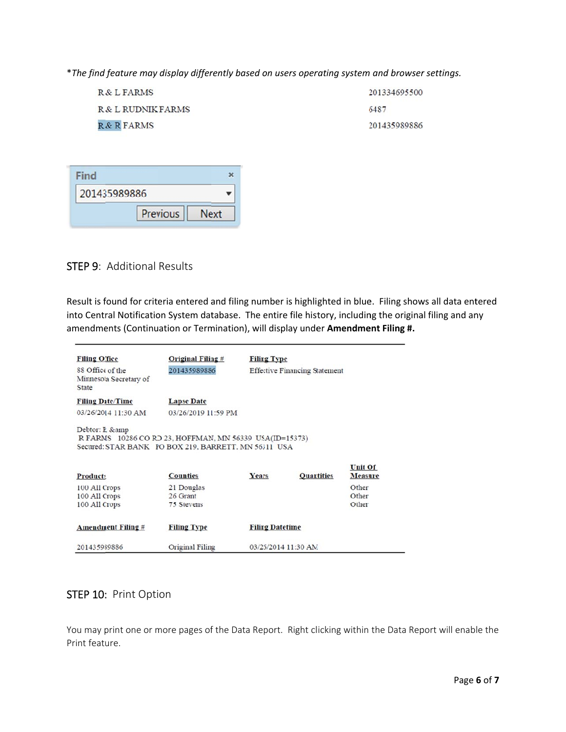*The find feature may display differently based on users operating system and browser settings.*

| | |
|---|---|
| R & L FARMS | 201334695500 |
| R & L RUDNIK FARMS | 6487 |
| R & R FARMS | 201435989886 |

Find

201435989886

Previous Next

## STEP 9: Additional Results

Result is found for criteria entered and filing number is highlighted in blue. Filing shows all data entered into Central Notification System database. The entire file history, including the original filing and any amendments (Continuation or Termination), will display under **Amendment Filing #.**

| Filing Office | Original Filing # | Filing Type |
|---|---|---|
| 88 Office of the Minnesota Secretary of State | 201435989886 | Effective Financing Statement |

| Filing Date/Time | Lapse Date |
|---|---|
| 03/26/2014 11:30 AM | 03/26/2019 11:59 PM |

Debtor: R &amp
R FARMS 10286 CO RD 23, HOFFMAN, MN 56339 USA(ID=15373)
Secured: STAR BANK PO BOX 219, BARRETT, MN 56311 USA

| Products | Counties | Years | Quantities | Unit Of Measure |
|---|---|---|---|---|
| 100 All Crops | 21 Douglas | | | Other |
| 100 All Crops | 26 Grant | | | Other |
| 100 All Crops | 75 Stevens | | | Other |

| Amendment Filing # | Filing Type | Filing Datetime |
|---|---|---|
| 201435989886 | Original Filing | 03/25/2014 11:30 AM |

## STEP 10: Print Option

You may print one or more pages of the Data Report. Right clicking within the Data Report will enable the Print feature.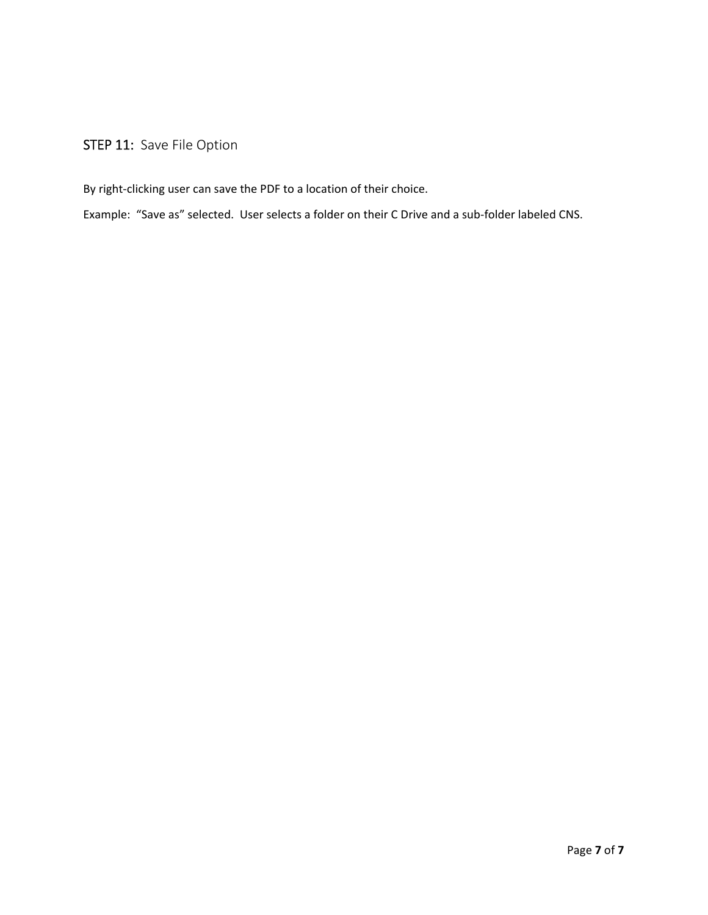## STEP 11: Save File Option

By right-clicking user can save the PDF to a location of their choice.

Example: “Save as” selected. User selects a folder on their C Drive and a sub-folder labeled CNS.